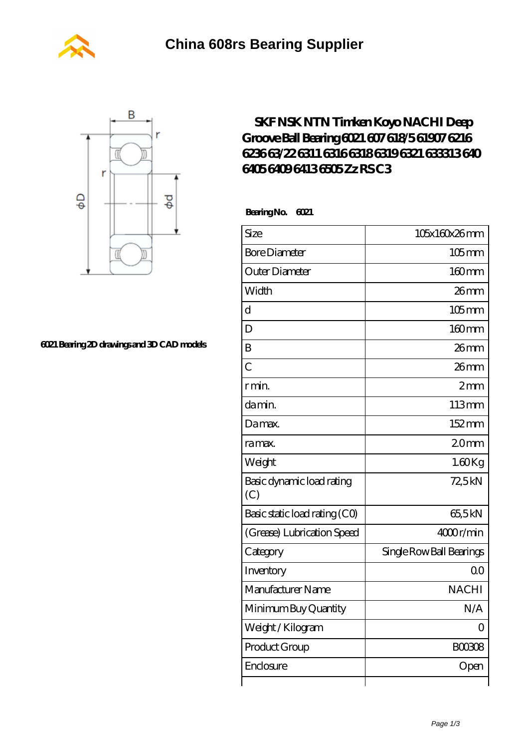# China 608rs Bearing Supplier

## SKF NSK NTN Timken Koyo NACHI Deep Groove Ball Bearing 6021 607 618/5 61907 6216 6236 63/22 6311 6316 6318 6319 6321 633313 640 6405 6409 6413 6505 Zz RS C3

6021 Bearing 2D drawings and 3D CAD models

**Bearing No. 6021**

| Size | 105x160x26 mm |
|---|---|
| Bore Diameter | 105 mm |
| Outer Diameter | 160 mm |
| Width | 26 mm |
| d | 105 mm |
| D | 160 mm |
| B | 26 mm |
| C | 26 mm |
| r min. | 2 mm |
| da min. | 113 mm |
| Da max. | 152 mm |
| ra max. | 2.0 mm |
| Weight | 1.60 Kg |
| Basic dynamic load rating (C) | 72,5 kN |
| Basic static load rating (C0) | 65,5 kN |
| (Grease) Lubrication Speed | 4000 r/min |
| Category | Single Row Ball Bearings |
| Inventory | 0.0 |
| Manufacturer Name | NACHI |
| Minimum Buy Quantity | N/A |
| Weight / Kilogram | 0 |
| Product Group | B00308 |
| Enclosure | Open |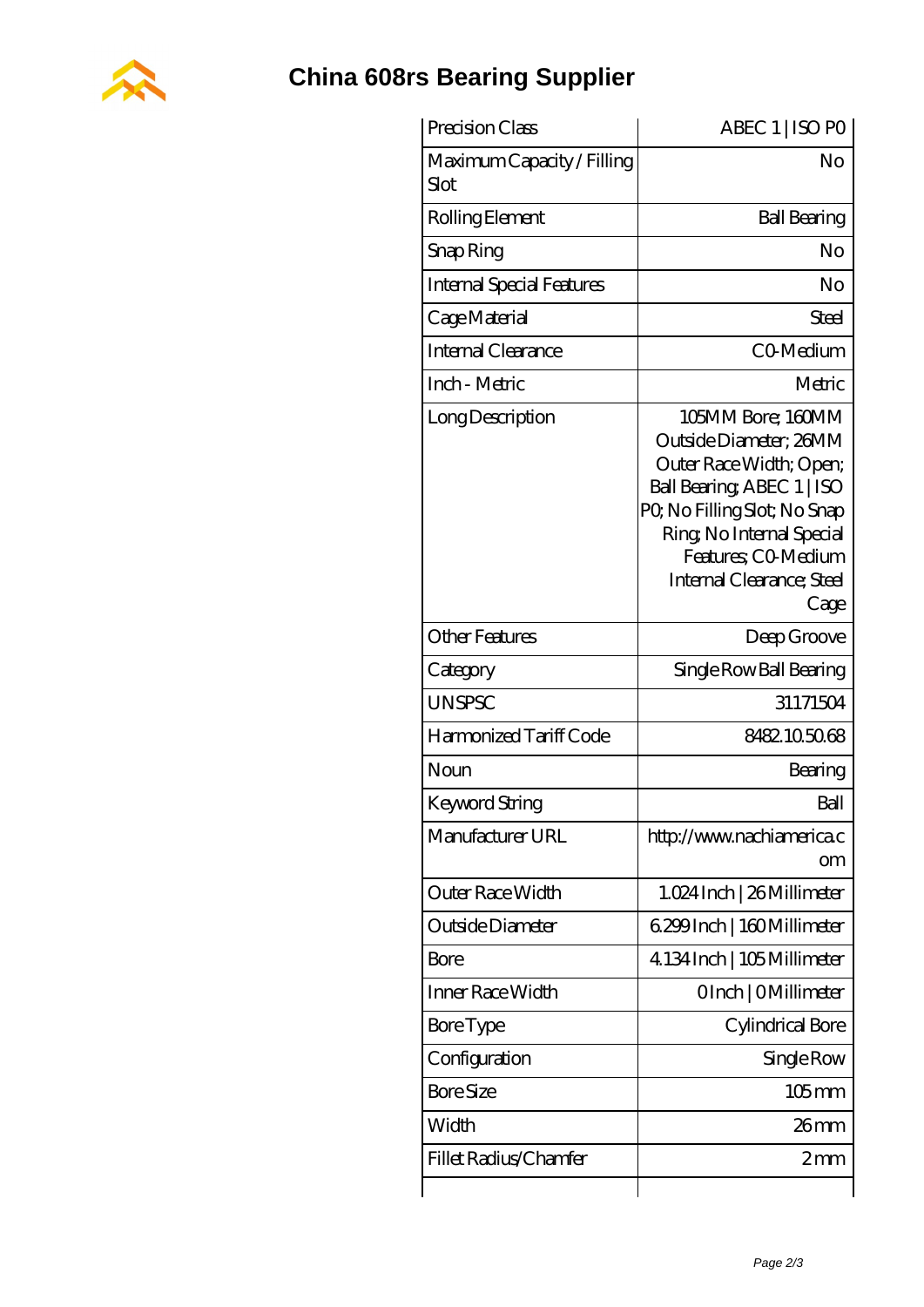# China 608rs Bearing Supplier

| Precision Class | ABEC 1 \| ISO P0 |
|---|---|
| Maximum Capacity / Filling Slot | No |
| Rolling Element | Ball Bearing |
| Snap Ring | No |
| Internal Special Features | No |
| Cage Material | Steel |
| Internal Clearance | C0-Medium |
| Inch - Metric | Metric |
| Long Description | 105MM Bore; 160MM Outside Diameter; 26MM Outer Race Width; Open; Ball Bearing; ABEC 1 \| ISO P0; No Filling Slot; No Snap Ring; No Internal Special Features; C0-Medium Internal Clearance; Steel Cage |
| Other Features | Deep Groove |
| Category | Single Row Ball Bearing |
| UNSPSC | 31171504 |
| Harmonized Tariff Code | 8482.10.50.68 |
| Noun | Bearing |
| Keyword String | Ball |
| Manufacturer URL | http://www.nachiamerica.com |
| Outer Race Width | 1.024 Inch \| 26 Millimeter |
| Outside Diameter | 6.299 Inch \| 160 Millimeter |
| Bore | 4.134 Inch \| 105 Millimeter |
| Inner Race Width | 0 Inch \| 0 Millimeter |
| Bore Type | Cylindrical Bore |
| Configuration | Single Row |
| Bore Size | 105 mm |
| Width | 26 mm |
| Fillet Radius/Chamfer | 2 mm |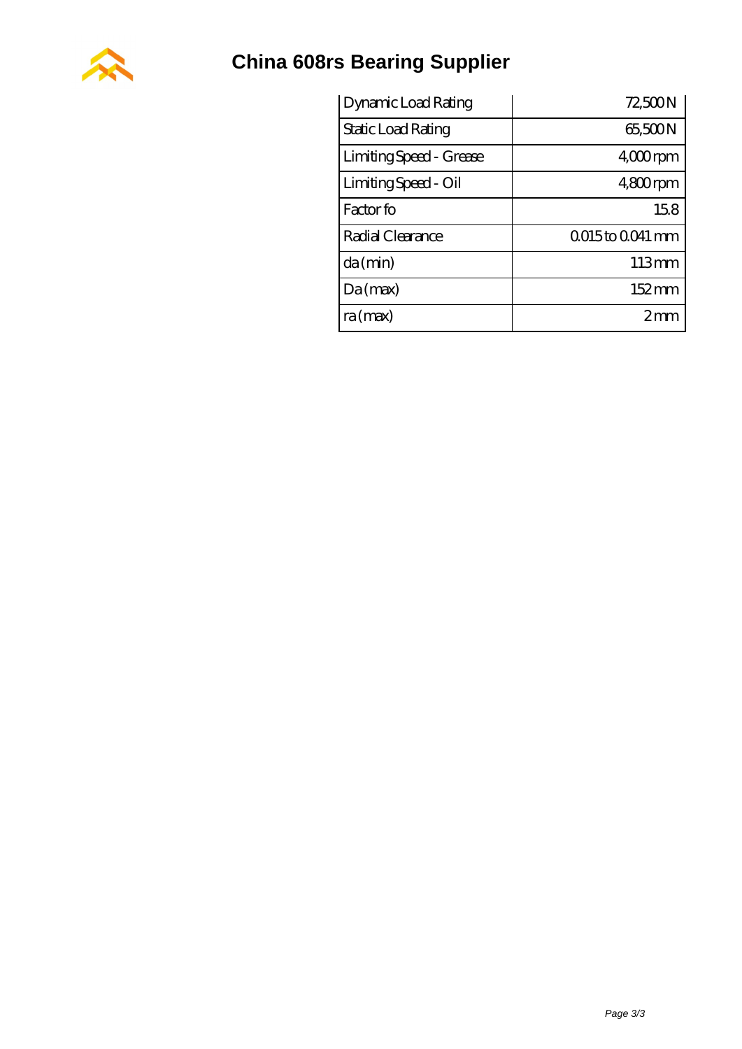# China 608rs Bearing Supplier

| | |
|---|---|
| Dynamic Load Rating | 72,500 N |
| Static Load Rating | 65,500 N |
| Limiting Speed - Grease | 4,000 rpm |
| Limiting Speed - Oil | 4,800 rpm |
| Factor fo | 15.8 |
| Radial Clearance | 0.015 to 0.041 mm |
| da (min) | 113 mm |
| Da (max) | 152 mm |
| ra (max) | 2 mm |